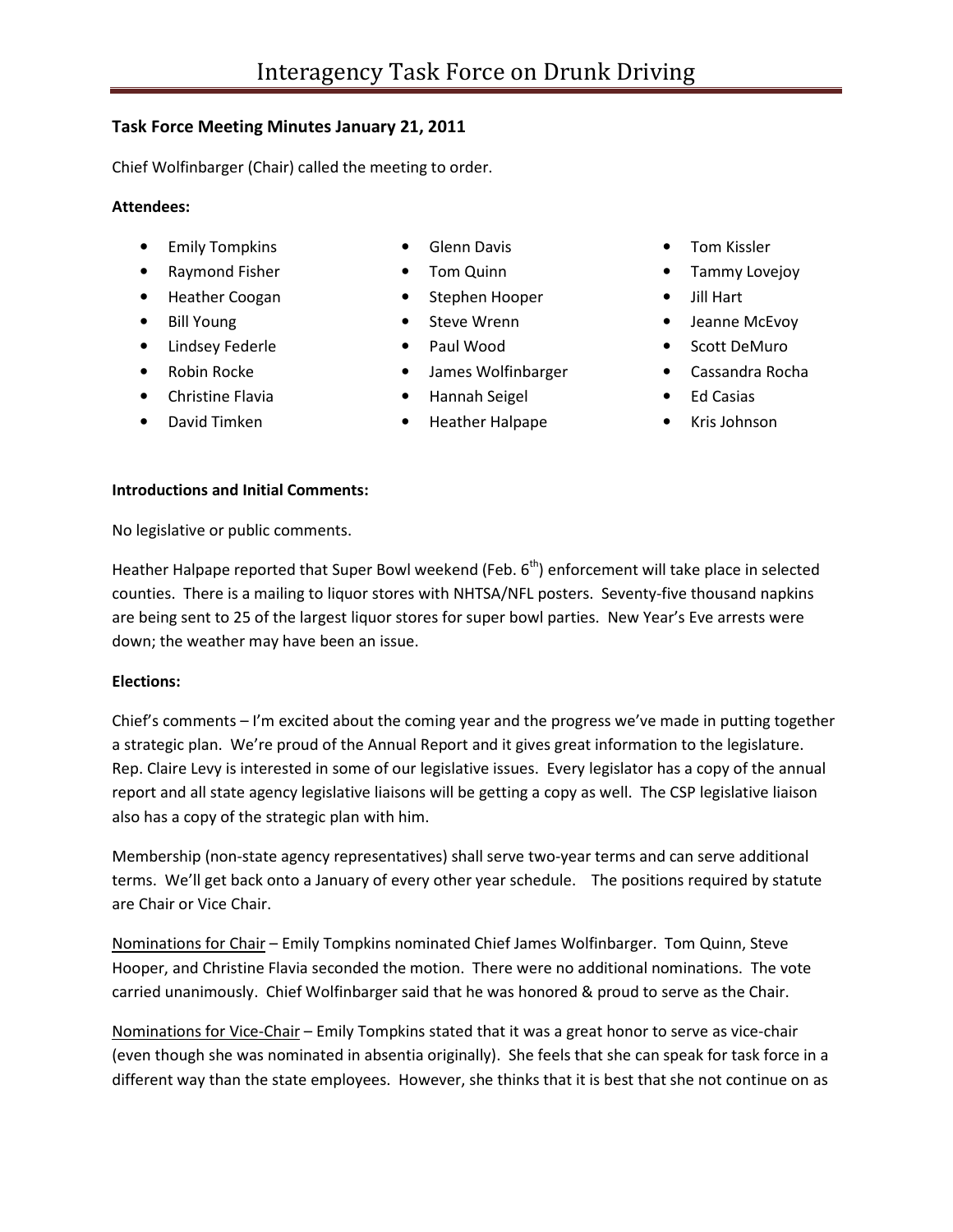# Interagency Task Force on Drunk Driving

### Task Force Meeting Minutes January 21, 2011

Chief Wolfinbarger (Chair) called the meeting to order.

**Attendees:**

- Emily Tompkins
- Raymond Fisher
- Heather Coogan
- Bill Young
- Lindsey Federle
- Robin Rocke
- Christine Flavia
- David Timken
- Glenn Davis
- Tom Quinn
- Stephen Hooper
- Steve Wrenn
- Paul Wood
- James Wolfinbarger
- Hannah Seigel
- Heather Halpape
- Tom Kissler
- Tammy Lovejoy
- Jill Hart
- Jeanne McEvoy
- Scott DeMuro
- Cassandra Rocha
- Ed Casias
- Kris Johnson

**Introductions and Initial Comments:**

No legislative or public comments.

Heather Halpape reported that Super Bowl weekend (Feb. 6th) enforcement will take place in selected counties. There is a mailing to liquor stores with NHTSA/NFL posters. Seventy-five thousand napkins are being sent to 25 of the largest liquor stores for super bowl parties. New Year's Eve arrests were down; the weather may have been an issue.

**Elections:**

Chief's comments – I'm excited about the coming year and the progress we've made in putting together a strategic plan. We're proud of the Annual Report and it gives great information to the legislature. Rep. Claire Levy is interested in some of our legislative issues. Every legislator has a copy of the annual report and all state agency legislative liaisons will be getting a copy as well. The CSP legislative liaison also has a copy of the strategic plan with him.

Membership (non-state agency representatives) shall serve two-year terms and can serve additional terms. We'll get back onto a January of every other year schedule. The positions required by statute are Chair or Vice Chair.

<u>Nominations for Chair</u> – Emily Tompkins nominated Chief James Wolfinbarger. Tom Quinn, Steve Hooper, and Christine Flavia seconded the motion. There were no additional nominations. The vote carried unanimously. Chief Wolfinbarger said that he was honored & proud to serve as the Chair.

<u>Nominations for Vice-Chair</u> – Emily Tompkins stated that it was a great honor to serve as vice-chair (even though she was nominated in absentia originally). She feels that she can speak for task force in a different way than the state employees. However, she thinks that it is best that she not continue on as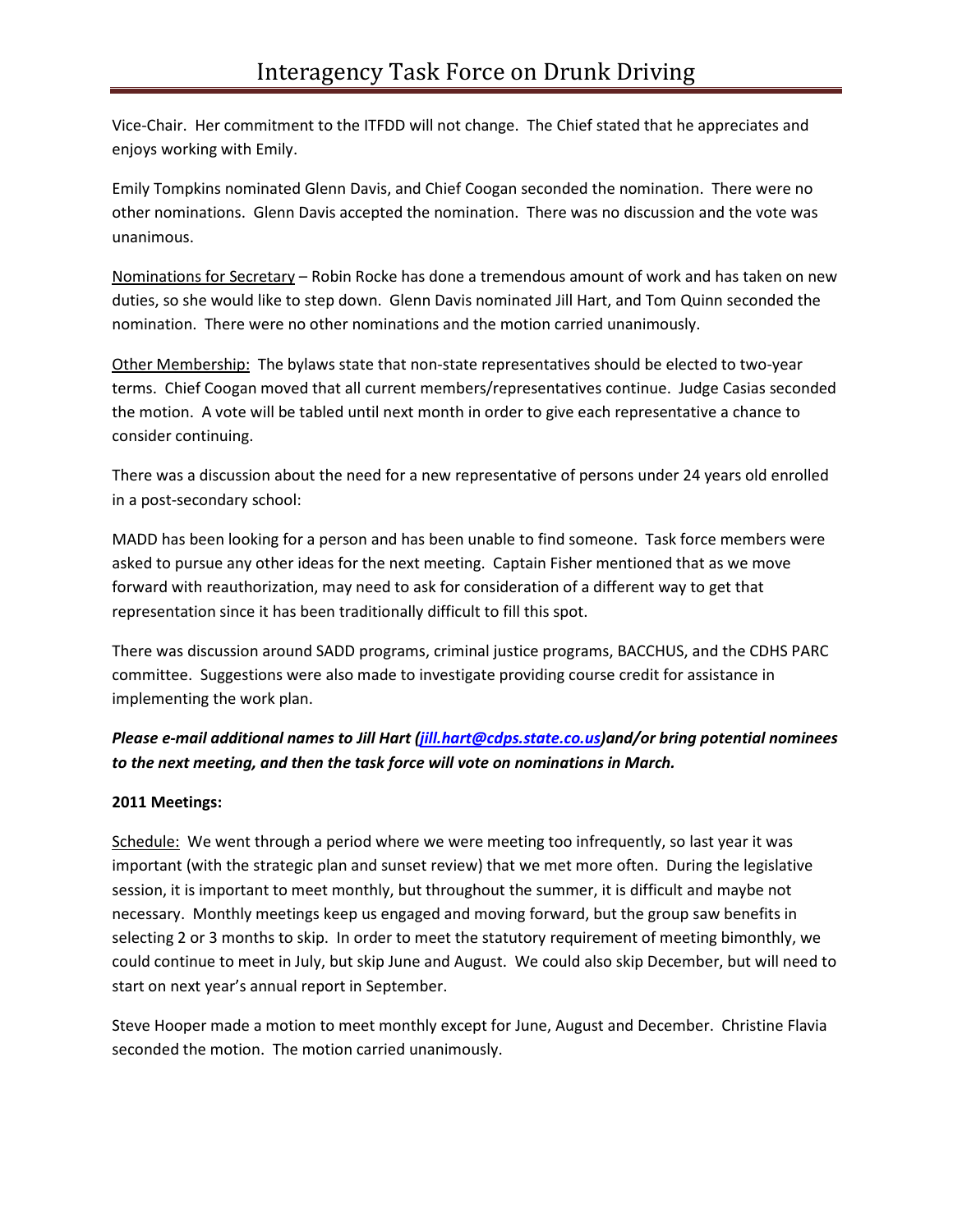Vice-Chair. Her commitment to the ITFDD will not change. The Chief stated that he appreciates and enjoys working with Emily.

Emily Tompkins nominated Glenn Davis, and Chief Coogan seconded the nomination. There were no other nominations. Glenn Davis accepted the nomination. There was no discussion and the vote was unanimous.

Nominations for Secretary – Robin Rocke has done a tremendous amount of work and has taken on new duties, so she would like to step down. Glenn Davis nominated Jill Hart, and Tom Quinn seconded the nomination. There were no other nominations and the motion carried unanimously.

Other Membership: The bylaws state that non-state representatives should be elected to two-year terms. Chief Coogan moved that all current members/representatives continue. Judge Casias seconded the motion. A vote will be tabled until next month in order to give each representative a chance to consider continuing.

There was a discussion about the need for a new representative of persons under 24 years old enrolled in a post-secondary school:

MADD has been looking for a person and has been unable to find someone. Task force members were asked to pursue any other ideas for the next meeting. Captain Fisher mentioned that as we move forward with reauthorization, may need to ask for consideration of a different way to get that representation since it has been traditionally difficult to fill this spot.

There was discussion around SADD programs, criminal justice programs, BACCHUS, and the CDHS PARC committee. Suggestions were also made to investigate providing course credit for assistance in implementing the work plan.

***Please e-mail additional names to Jill Hart (jill.hart@cdps.state.co.us)and/or bring potential nominees to the next meeting, and then the task force will vote on nominations in March.***

**2011 Meetings:**

Schedule: We went through a period where we were meeting too infrequently, so last year it was important (with the strategic plan and sunset review) that we met more often. During the legislative session, it is important to meet monthly, but throughout the summer, it is difficult and maybe not necessary. Monthly meetings keep us engaged and moving forward, but the group saw benefits in selecting 2 or 3 months to skip. In order to meet the statutory requirement of meeting bimonthly, we could continue to meet in July, but skip June and August. We could also skip December, but will need to start on next year's annual report in September.

Steve Hooper made a motion to meet monthly except for June, August and December. Christine Flavia seconded the motion. The motion carried unanimously.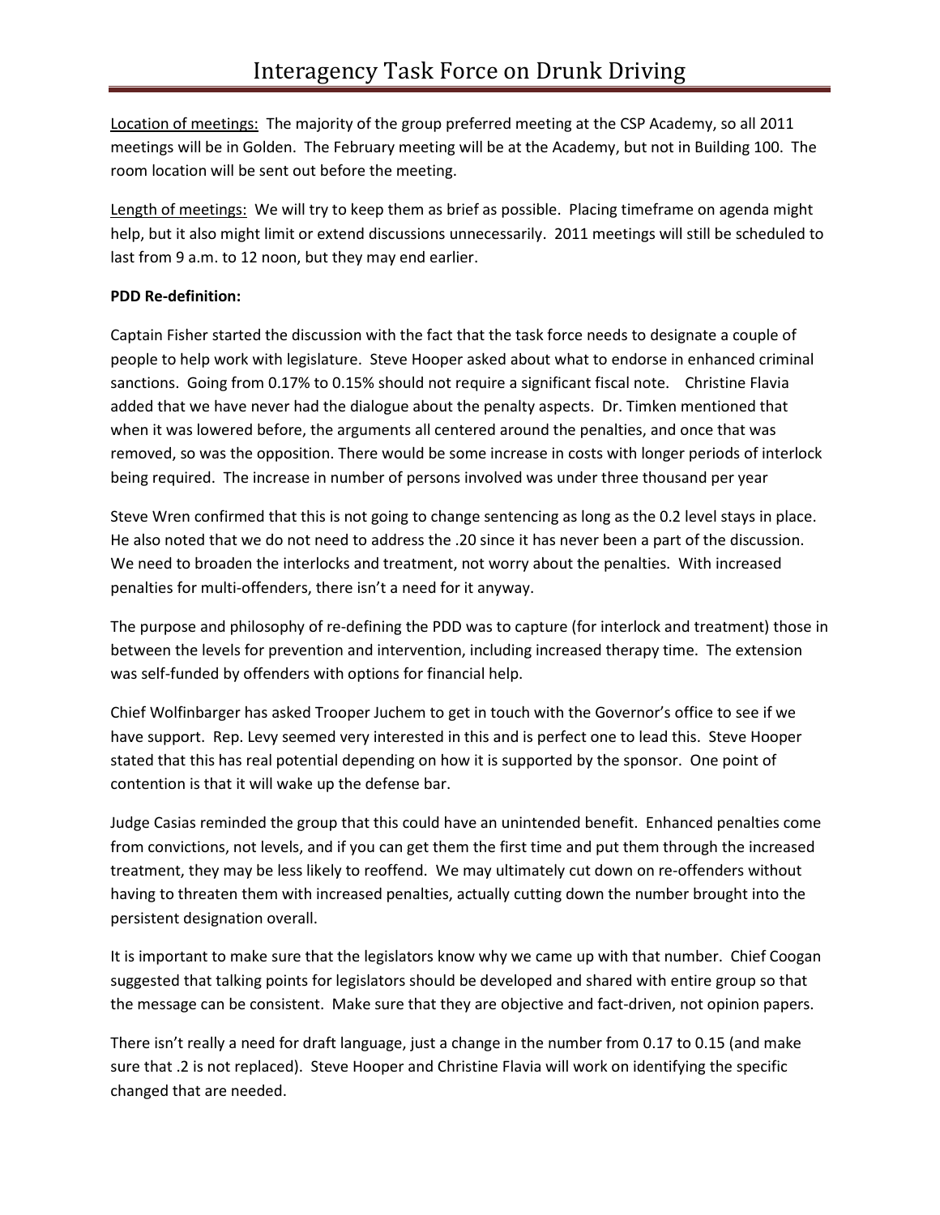Location of meetings: The majority of the group preferred meeting at the CSP Academy, so all 2011 meetings will be in Golden. The February meeting will be at the Academy, but not in Building 100. The room location will be sent out before the meeting.

Length of meetings: We will try to keep them as brief as possible. Placing timeframe on agenda might help, but it also might limit or extend discussions unnecessarily. 2011 meetings will still be scheduled to last from 9 a.m. to 12 noon, but they may end earlier.

**PDD Re-definition:**

Captain Fisher started the discussion with the fact that the task force needs to designate a couple of people to help work with legislature. Steve Hooper asked about what to endorse in enhanced criminal sanctions. Going from 0.17% to 0.15% should not require a significant fiscal note. Christine Flavia added that we have never had the dialogue about the penalty aspects. Dr. Timken mentioned that when it was lowered before, the arguments all centered around the penalties, and once that was removed, so was the opposition. There would be some increase in costs with longer periods of interlock being required. The increase in number of persons involved was under three thousand per year

Steve Wren confirmed that this is not going to change sentencing as long as the 0.2 level stays in place. He also noted that we do not need to address the .20 since it has never been a part of the discussion. We need to broaden the interlocks and treatment, not worry about the penalties. With increased penalties for multi-offenders, there isn't a need for it anyway.

The purpose and philosophy of re-defining the PDD was to capture (for interlock and treatment) those in between the levels for prevention and intervention, including increased therapy time. The extension was self-funded by offenders with options for financial help.

Chief Wolfinbarger has asked Trooper Juchem to get in touch with the Governor's office to see if we have support. Rep. Levy seemed very interested in this and is perfect one to lead this. Steve Hooper stated that this has real potential depending on how it is supported by the sponsor. One point of contention is that it will wake up the defense bar.

Judge Casias reminded the group that this could have an unintended benefit. Enhanced penalties come from convictions, not levels, and if you can get them the first time and put them through the increased treatment, they may be less likely to reoffend. We may ultimately cut down on re-offenders without having to threaten them with increased penalties, actually cutting down the number brought into the persistent designation overall.

It is important to make sure that the legislators know why we came up with that number. Chief Coogan suggested that talking points for legislators should be developed and shared with entire group so that the message can be consistent. Make sure that they are objective and fact-driven, not opinion papers.

There isn't really a need for draft language, just a change in the number from 0.17 to 0.15 (and make sure that .2 is not replaced). Steve Hooper and Christine Flavia will work on identifying the specific changed that are needed.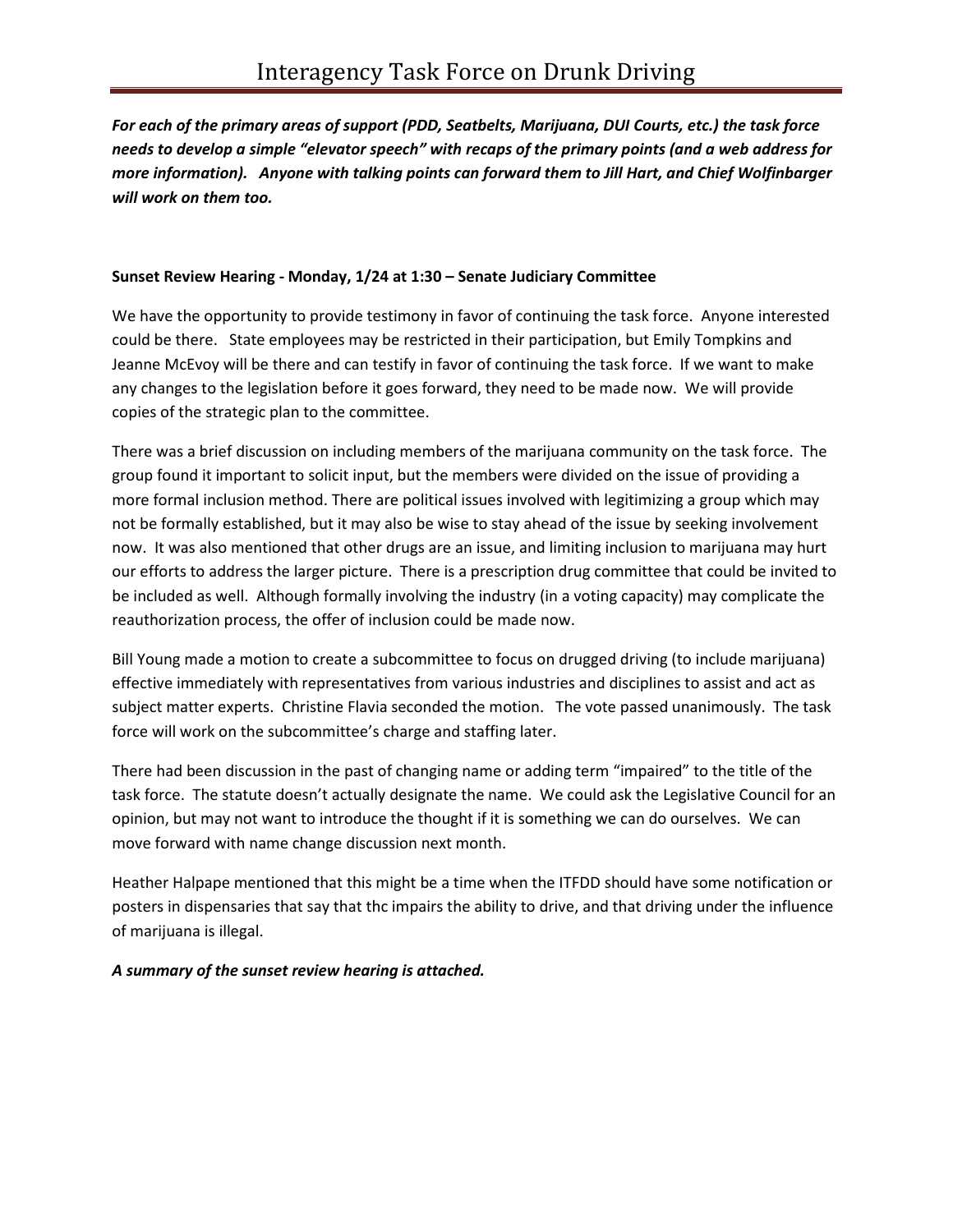***For each of the primary areas of support (PDD, Seatbelts, Marijuana, DUI Courts, etc.) the task force needs to develop a simple "elevator speech" with recaps of the primary points (and a web address for more information). Anyone with talking points can forward them to Jill Hart, and Chief Wolfinbarger will work on them too.***

**Sunset Review Hearing - Monday, 1/24 at 1:30 – Senate Judiciary Committee**

We have the opportunity to provide testimony in favor of continuing the task force. Anyone interested could be there. State employees may be restricted in their participation, but Emily Tompkins and Jeanne McEvoy will be there and can testify in favor of continuing the task force. If we want to make any changes to the legislation before it goes forward, they need to be made now. We will provide copies of the strategic plan to the committee.

There was a brief discussion on including members of the marijuana community on the task force. The group found it important to solicit input, but the members were divided on the issue of providing a more formal inclusion method. There are political issues involved with legitimizing a group which may not be formally established, but it may also be wise to stay ahead of the issue by seeking involvement now. It was also mentioned that other drugs are an issue, and limiting inclusion to marijuana may hurt our efforts to address the larger picture. There is a prescription drug committee that could be invited to be included as well. Although formally involving the industry (in a voting capacity) may complicate the reauthorization process, the offer of inclusion could be made now.

Bill Young made a motion to create a subcommittee to focus on drugged driving (to include marijuana) effective immediately with representatives from various industries and disciplines to assist and act as subject matter experts. Christine Flavia seconded the motion. The vote passed unanimously. The task force will work on the subcommittee's charge and staffing later.

There had been discussion in the past of changing name or adding term "impaired" to the title of the task force. The statute doesn't actually designate the name. We could ask the Legislative Council for an opinion, but may not want to introduce the thought if it is something we can do ourselves. We can move forward with name change discussion next month.

Heather Halpape mentioned that this might be a time when the ITFDD should have some notification or posters in dispensaries that say that thc impairs the ability to drive, and that driving under the influence of marijuana is illegal.

***A summary of the sunset review hearing is attached.***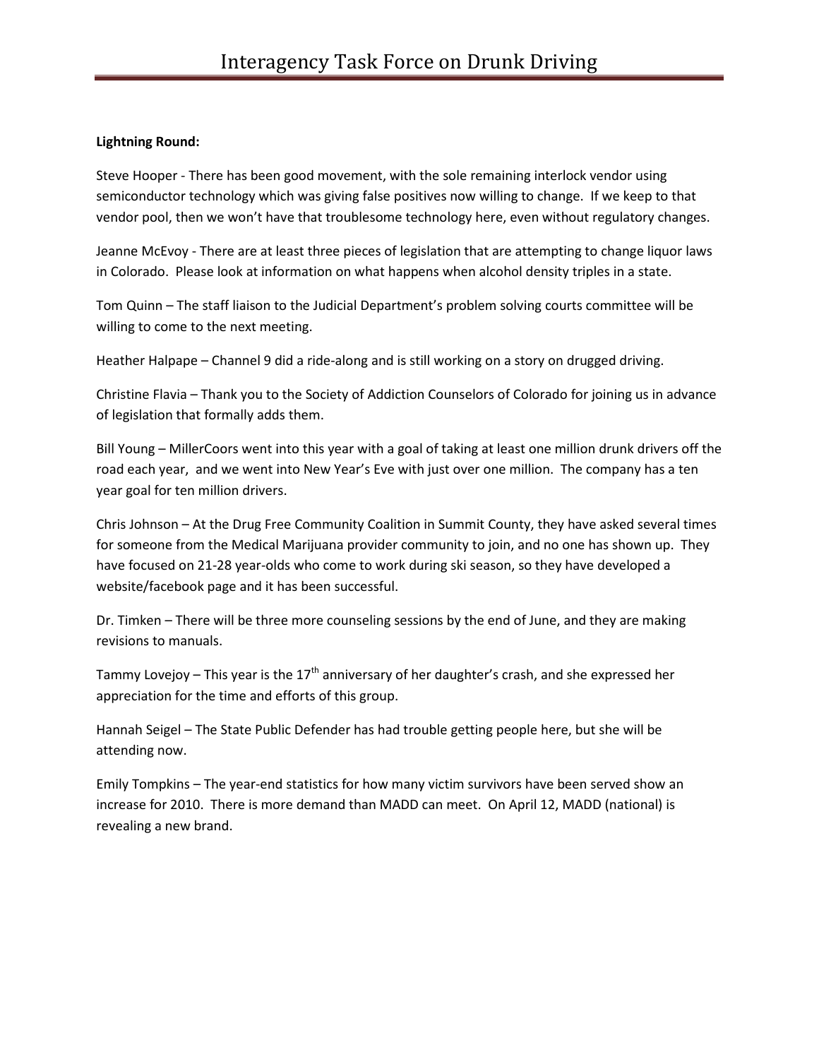**Lightning Round:**

Steve Hooper - There has been good movement, with the sole remaining interlock vendor using semiconductor technology which was giving false positives now willing to change. If we keep to that vendor pool, then we won't have that troublesome technology here, even without regulatory changes.

Jeanne McEvoy - There are at least three pieces of legislation that are attempting to change liquor laws in Colorado. Please look at information on what happens when alcohol density triples in a state.

Tom Quinn – The staff liaison to the Judicial Department's problem solving courts committee will be willing to come to the next meeting.

Heather Halpape – Channel 9 did a ride-along and is still working on a story on drugged driving.

Christine Flavia – Thank you to the Society of Addiction Counselors of Colorado for joining us in advance of legislation that formally adds them.

Bill Young – MillerCoors went into this year with a goal of taking at least one million drunk drivers off the road each year, and we went into New Year's Eve with just over one million. The company has a ten year goal for ten million drivers.

Chris Johnson – At the Drug Free Community Coalition in Summit County, they have asked several times for someone from the Medical Marijuana provider community to join, and no one has shown up. They have focused on 21-28 year-olds who come to work during ski season, so they have developed a website/facebook page and it has been successful.

Dr. Timken – There will be three more counseling sessions by the end of June, and they are making revisions to manuals.

Tammy Lovejoy – This year is the 17th anniversary of her daughter's crash, and she expressed her appreciation for the time and efforts of this group.

Hannah Seigel – The State Public Defender has had trouble getting people here, but she will be attending now.

Emily Tompkins – The year-end statistics for how many victim survivors have been served show an increase for 2010. There is more demand than MADD can meet. On April 12, MADD (national) is revealing a new brand.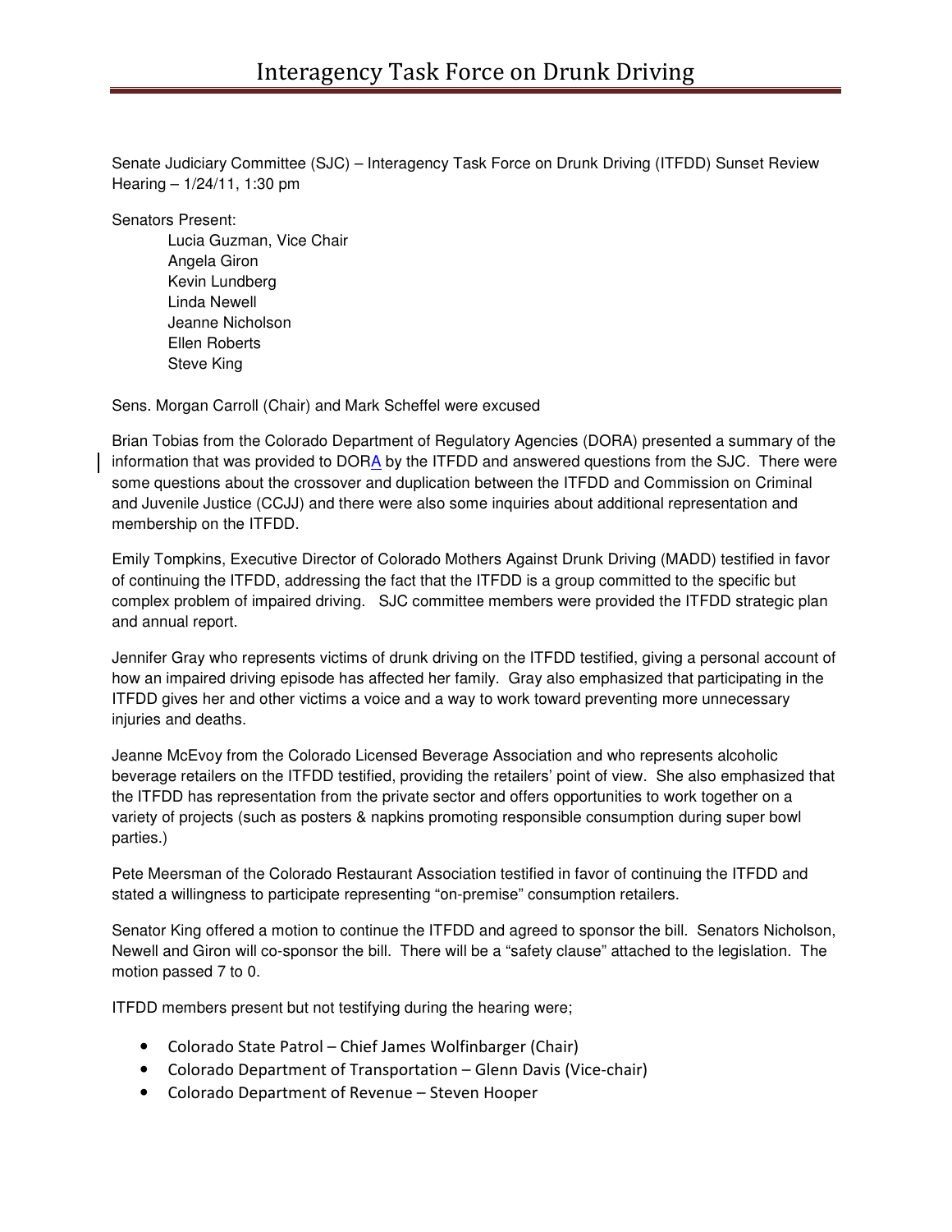# Interagency Task Force on Drunk Driving

Senate Judiciary Committee (SJC) – Interagency Task Force on Drunk Driving (ITFDD) Sunset Review Hearing – 1/24/11, 1:30 pm

Senators Present:

Lucia Guzman, Vice Chair
Angela Giron
Kevin Lundberg
Linda Newell
Jeanne Nicholson
Ellen Roberts
Steve King

Sens. Morgan Carroll (Chair) and Mark Scheffel were excused

Brian Tobias from the Colorado Department of Regulatory Agencies (DORA) presented a summary of the information that was provided to DORA by the ITFDD and answered questions from the SJC. There were some questions about the crossover and duplication between the ITFDD and Commission on Criminal and Juvenile Justice (CCJJ) and there were also some inquiries about additional representation and membership on the ITFDD.

Emily Tompkins, Executive Director of Colorado Mothers Against Drunk Driving (MADD) testified in favor of continuing the ITFDD, addressing the fact that the ITFDD is a group committed to the specific but complex problem of impaired driving. SJC committee members were provided the ITFDD strategic plan and annual report.

Jennifer Gray who represents victims of drunk driving on the ITFDD testified, giving a personal account of how an impaired driving episode has affected her family. Gray also emphasized that participating in the ITFDD gives her and other victims a voice and a way to work toward preventing more unnecessary injuries and deaths.

Jeanne McEvoy from the Colorado Licensed Beverage Association and who represents alcoholic beverage retailers on the ITFDD testified, providing the retailers' point of view. She also emphasized that the ITFDD has representation from the private sector and offers opportunities to work together on a variety of projects (such as posters & napkins promoting responsible consumption during super bowl parties.)

Pete Meersman of the Colorado Restaurant Association testified in favor of continuing the ITFDD and stated a willingness to participate representing "on-premise" consumption retailers.

Senator King offered a motion to continue the ITFDD and agreed to sponsor the bill. Senators Nicholson, Newell and Giron will co-sponsor the bill. There will be a "safety clause" attached to the legislation. The motion passed 7 to 0.

ITFDD members present but not testifying during the hearing were;

- Colorado State Patrol – Chief James Wolfinbarger (Chair)
- Colorado Department of Transportation – Glenn Davis (Vice-chair)
- Colorado Department of Revenue – Steven Hooper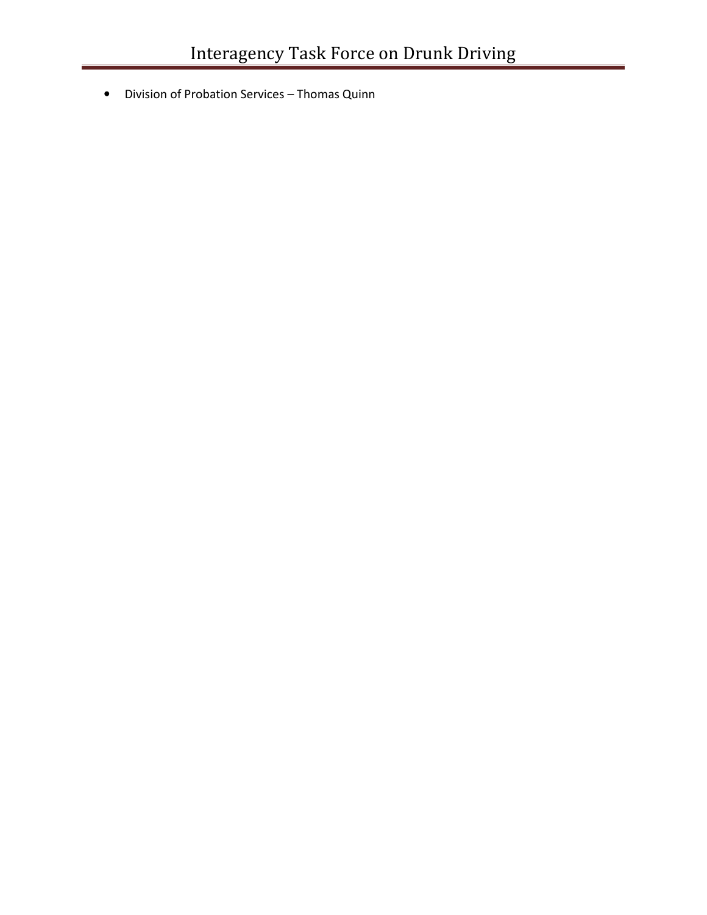- Division of Probation Services – Thomas Quinn